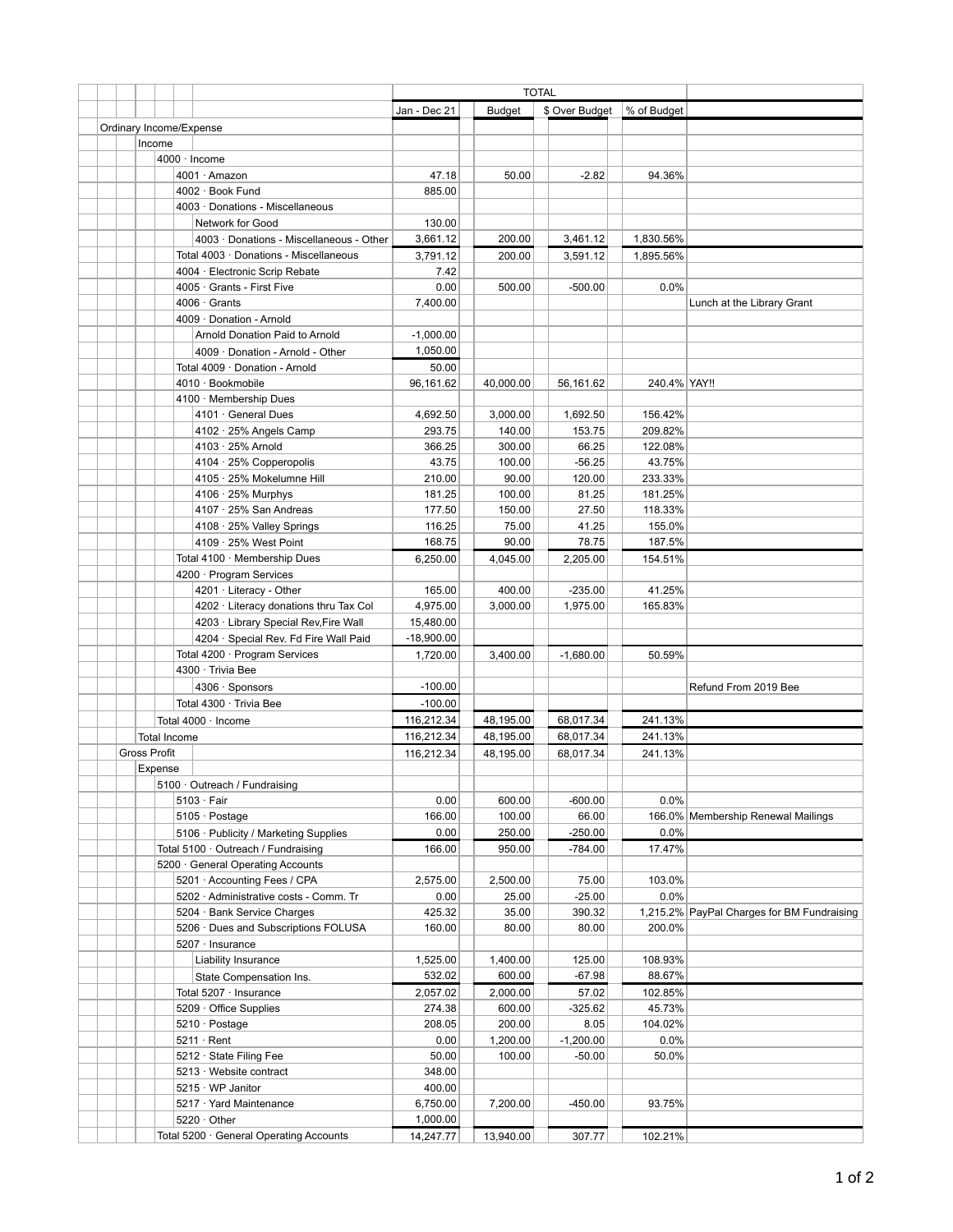| | TOTAL | | | | |
|---|---|---|---|---|---|
| | Jan - Dec 21 | Budget | $ Over Budget | % of Budget | |
| Ordinary Income/Expense | | | | | |
| Income | | | | | |
| 4000 · Income | | | | | |
| 4001 · Amazon | 47.18 | 50.00 | -2.82 | 94.36% | |
| 4002 · Book Fund | 885.00 | | | | |
| 4003 · Donations - Miscellaneous | | | | | |
| Network for Good | 130.00 | | | | |
| 4003 · Donations - Miscellaneous - Other | 3,661.12 | 200.00 | 3,461.12 | 1,830.56% | |
| Total 4003 · Donations - Miscellaneous | 3,791.12 | 200.00 | 3,591.12 | 1,895.56% | |
| 4004 · Electronic Scrip Rebate | 7.42 | | | | |
| 4005 · Grants - First Five | 0.00 | 500.00 | -500.00 | 0.0% | |
| 4006 · Grants | 7,400.00 | | | | Lunch at the Library Grant |
| 4009 · Donation - Arnold | | | | | |
| Arnold Donation Paid to Arnold | -1,000.00 | | | | |
| 4009 · Donation - Arnold - Other | 1,050.00 | | | | |
| Total 4009 · Donation - Arnold | 50.00 | | | | |
| 4010 · Bookmobile | 96,161.62 | 40,000.00 | 56,161.62 | 240.4% | YAY!! |
| 4100 · Membership Dues | | | | | |
| 4101 · General Dues | 4,692.50 | 3,000.00 | 1,692.50 | 156.42% | |
| 4102 · 25% Angels Camp | 293.75 | 140.00 | 153.75 | 209.82% | |
| 4103 · 25% Arnold | 366.25 | 300.00 | 66.25 | 122.08% | |
| 4104 · 25% Copperopolis | 43.75 | 100.00 | -56.25 | 43.75% | |
| 4105 · 25% Mokelumne Hill | 210.00 | 90.00 | 120.00 | 233.33% | |
| 4106 · 25% Murphys | 181.25 | 100.00 | 81.25 | 181.25% | |
| 4107 · 25% San Andreas | 177.50 | 150.00 | 27.50 | 118.33% | |
| 4108 · 25% Valley Springs | 116.25 | 75.00 | 41.25 | 155.0% | |
| 4109 · 25% West Point | 168.75 | 90.00 | 78.75 | 187.5% | |
| Total 4100 · Membership Dues | 6,250.00 | 4,045.00 | 2,205.00 | 154.51% | |
| 4200 · Program Services | | | | | |
| 4201 · Literacy - Other | 165.00 | 400.00 | -235.00 | 41.25% | |
| 4202 · Literacy donations thru Tax Col | 4,975.00 | 3,000.00 | 1,975.00 | 165.83% | |
| 4203 · Library Special Rev,Fire Wall | 15,480.00 | | | | |
| 4204 · Special Rev. Fd Fire Wall Paid | -18,900.00 | | | | |
| Total 4200 · Program Services | 1,720.00 | 3,400.00 | -1,680.00 | 50.59% | |
| 4300 · Trivia Bee | | | | | |
| 4306 · Sponsors | -100.00 | | | | Refund From 2019 Bee |
| Total 4300 · Trivia Bee | -100.00 | | | | |
| Total 4000 · Income | 116,212.34 | 48,195.00 | 68,017.34 | 241.13% | |
| Total Income | 116,212.34 | 48,195.00 | 68,017.34 | 241.13% | |
| Gross Profit | 116,212.34 | 48,195.00 | 68,017.34 | 241.13% | |
| Expense | | | | | |
| 5100 · Outreach / Fundraising | | | | | |
| 5103 · Fair | 0.00 | 600.00 | -600.00 | 0.0% | |
| 5105 · Postage | 166.00 | 100.00 | 66.00 | 166.0% | Membership Renewal Mailings |
| 5106 · Publicity / Marketing Supplies | 0.00 | 250.00 | -250.00 | 0.0% | |
| Total 5100 · Outreach / Fundraising | 166.00 | 950.00 | -784.00 | 17.47% | |
| 5200 · General Operating Accounts | | | | | |
| 5201 · Accounting Fees / CPA | 2,575.00 | 2,500.00 | 75.00 | 103.0% | |
| 5202 · Administrative costs - Comm. Tr | 0.00 | 25.00 | -25.00 | 0.0% | |
| 5204 · Bank Service Charges | 425.32 | 35.00 | 390.32 | 1,215.2% | PayPal Charges for BM Fundraising |
| 5206 · Dues and Subscriptions FOLUSA | 160.00 | 80.00 | 80.00 | 200.0% | |
| 5207 · Insurance | | | | | |
| Liability Insurance | 1,525.00 | 1,400.00 | 125.00 | 108.93% | |
| State Compensation Ins. | 532.02 | 600.00 | -67.98 | 88.67% | |
| Total 5207 · Insurance | 2,057.02 | 2,000.00 | 57.02 | 102.85% | |
| 5209 · Office Supplies | 274.38 | 600.00 | -325.62 | 45.73% | |
| 5210 · Postage | 208.05 | 200.00 | 8.05 | 104.02% | |
| 5211 · Rent | 0.00 | 1,200.00 | -1,200.00 | 0.0% | |
| 5212 · State Filing Fee | 50.00 | 100.00 | -50.00 | 50.0% | |
| 5213 · Website contract | 348.00 | | | | |
| 5215 · WP Janitor | 400.00 | | | | |
| 5217 · Yard Maintenance | 6,750.00 | 7,200.00 | -450.00 | 93.75% | |
| 5220 · Other | 1,000.00 | | | | |
| Total 5200 · General Operating Accounts | 14,247.77 | 13,940.00 | 307.77 | 102.21% | |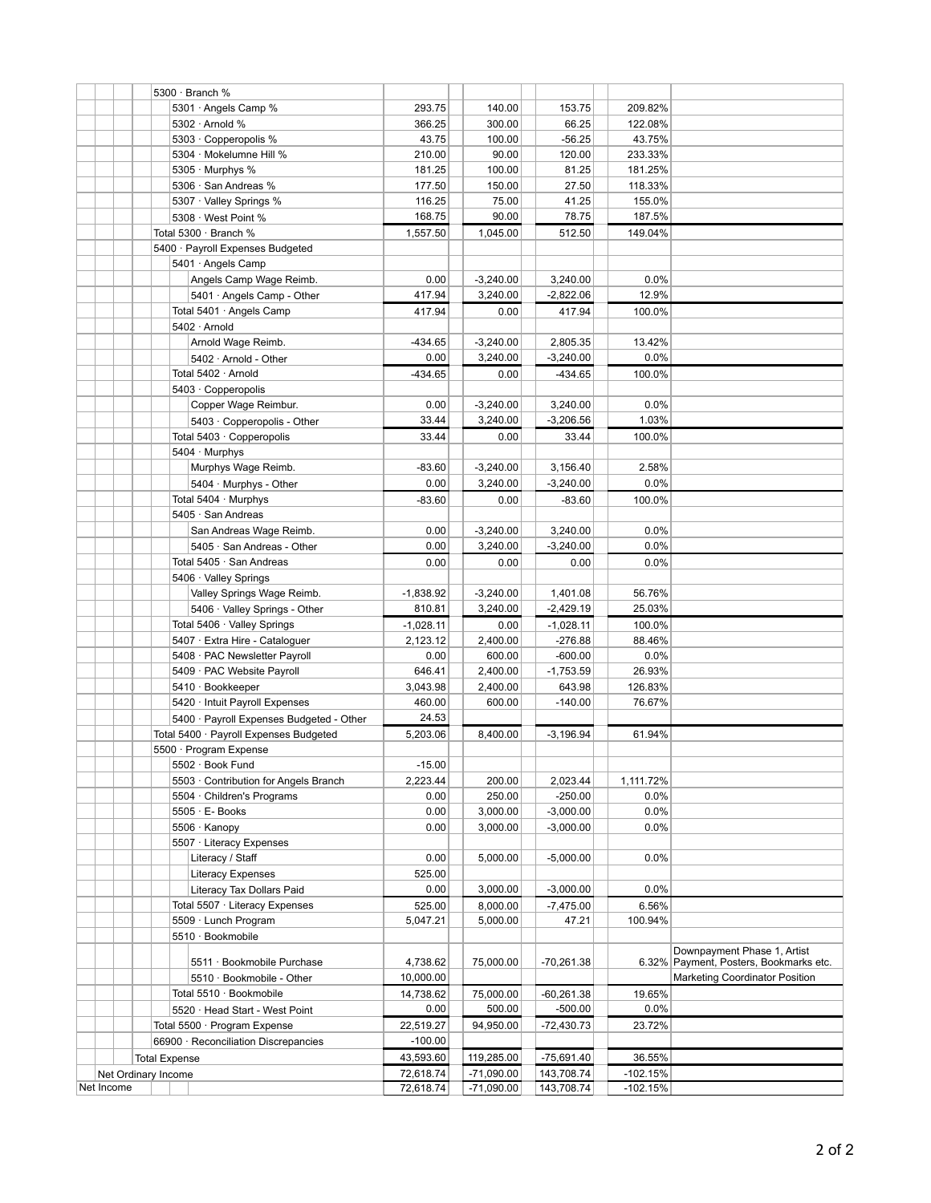| | | | | | |
|---|---|---|---|---|---|
| 5300 · Branch % | | | | | |
| 5301 · Angels Camp % | 293.75 | 140.00 | 153.75 | 209.82% | |
| 5302 · Arnold % | 366.25 | 300.00 | 66.25 | 122.08% | |
| 5303 · Copperopolis % | 43.75 | 100.00 | -56.25 | 43.75% | |
| 5304 · Mokelumne Hill % | 210.00 | 90.00 | 120.00 | 233.33% | |
| 5305 · Murphys % | 181.25 | 100.00 | 81.25 | 181.25% | |
| 5306 · San Andreas % | 177.50 | 150.00 | 27.50 | 118.33% | |
| 5307 · Valley Springs % | 116.25 | 75.00 | 41.25 | 155.0% | |
| 5308 · West Point % | 168.75 | 90.00 | 78.75 | 187.5% | |
| Total 5300 · Branch % | 1,557.50 | 1,045.00 | 512.50 | 149.04% | |
| 5400 · Payroll Expenses Budgeted | | | | | |
| 5401 · Angels Camp | | | | | |
| Angels Camp Wage Reimb. | 0.00 | -3,240.00 | 3,240.00 | 0.0% | |
| 5401 · Angels Camp - Other | 417.94 | 3,240.00 | -2,822.06 | 12.9% | |
| Total 5401 · Angels Camp | 417.94 | 0.00 | 417.94 | 100.0% | |
| 5402 · Arnold | | | | | |
| Arnold Wage Reimb. | -434.65 | -3,240.00 | 2,805.35 | 13.42% | |
| 5402 · Arnold - Other | 0.00 | 3,240.00 | -3,240.00 | 0.0% | |
| Total 5402 · Arnold | -434.65 | 0.00 | -434.65 | 100.0% | |
| 5403 · Copperopolis | | | | | |
| Copper Wage Reimbur. | 0.00 | -3,240.00 | 3,240.00 | 0.0% | |
| 5403 · Copperopolis - Other | 33.44 | 3,240.00 | -3,206.56 | 1.03% | |
| Total 5403 · Copperopolis | 33.44 | 0.00 | 33.44 | 100.0% | |
| 5404 · Murphys | | | | | |
| Murphys Wage Reimb. | -83.60 | -3,240.00 | 3,156.40 | 2.58% | |
| 5404 · Murphys - Other | 0.00 | 3,240.00 | -3,240.00 | 0.0% | |
| Total 5404 · Murphys | -83.60 | 0.00 | -83.60 | 100.0% | |
| 5405 · San Andreas | | | | | |
| San Andreas Wage Reimb. | 0.00 | -3,240.00 | 3,240.00 | 0.0% | |
| 5405 · San Andreas - Other | 0.00 | 3,240.00 | -3,240.00 | 0.0% | |
| Total 5405 · San Andreas | 0.00 | 0.00 | 0.00 | 0.0% | |
| 5406 · Valley Springs | | | | | |
| Valley Springs Wage Reimb. | -1,838.92 | -3,240.00 | 1,401.08 | 56.76% | |
| 5406 · Valley Springs - Other | 810.81 | 3,240.00 | -2,429.19 | 25.03% | |
| Total 5406 · Valley Springs | -1,028.11 | 0.00 | -1,028.11 | 100.0% | |
| 5407 · Extra Hire - Cataloguer | 2,123.12 | 2,400.00 | -276.88 | 88.46% | |
| 5408 · PAC Newsletter Payroll | 0.00 | 600.00 | -600.00 | 0.0% | |
| 5409 · PAC Website Payroll | 646.41 | 2,400.00 | -1,753.59 | 26.93% | |
| 5410 · Bookkeeper | 3,043.98 | 2,400.00 | 643.98 | 126.83% | |
| 5420 · Intuit Payroll Expenses | 460.00 | 600.00 | -140.00 | 76.67% | |
| 5400 · Payroll Expenses Budgeted - Other | 24.53 | | | | |
| Total 5400 · Payroll Expenses Budgeted | 5,203.06 | 8,400.00 | -3,196.94 | 61.94% | |
| 5500 · Program Expense | | | | | |
| 5502 · Book Fund | -15.00 | | | | |
| 5503 · Contribution for Angels Branch | 2,223.44 | 200.00 | 2,023.44 | 1,111.72% | |
| 5504 · Children's Programs | 0.00 | 250.00 | -250.00 | 0.0% | |
| 5505 · E- Books | 0.00 | 3,000.00 | -3,000.00 | 0.0% | |
| 5506 · Kanopy | 0.00 | 3,000.00 | -3,000.00 | 0.0% | |
| 5507 · Literacy Expenses | | | | | |
| Literacy / Staff | 0.00 | 5,000.00 | -5,000.00 | 0.0% | |
| Literacy Expenses | 525.00 | | | | |
| Literacy Tax Dollars Paid | 0.00 | 3,000.00 | -3,000.00 | 0.0% | |
| Total 5507 · Literacy Expenses | 525.00 | 8,000.00 | -7,475.00 | 6.56% | |
| 5509 · Lunch Program | 5,047.21 | 5,000.00 | 47.21 | 100.94% | |
| 5510 · Bookmobile | | | | | |
| 5511 · Bookmobile Purchase | 4,738.62 | 75,000.00 | -70,261.38 | 6.32% | Downpayment Phase 1, Artist Payment, Posters, Bookmarks etc. |
| 5510 · Bookmobile - Other | 10,000.00 | | | | Marketing Coordinator Position |
| Total 5510 · Bookmobile | 14,738.62 | 75,000.00 | -60,261.38 | 19.65% | |
| 5520 · Head Start - West Point | 0.00 | 500.00 | -500.00 | 0.0% | |
| Total 5500 · Program Expense | 22,519.27 | 94,950.00 | -72,430.73 | 23.72% | |
| 66900 · Reconciliation Discrepancies | -100.00 | | | | |
| Total Expense | 43,593.60 | 119,285.00 | -75,691.40 | 36.55% | |
| Net Ordinary Income | 72,618.74 | -71,090.00 | 143,708.74 | -102.15% | |
| Net Income | 72,618.74 | -71,090.00 | 143,708.74 | -102.15% | |